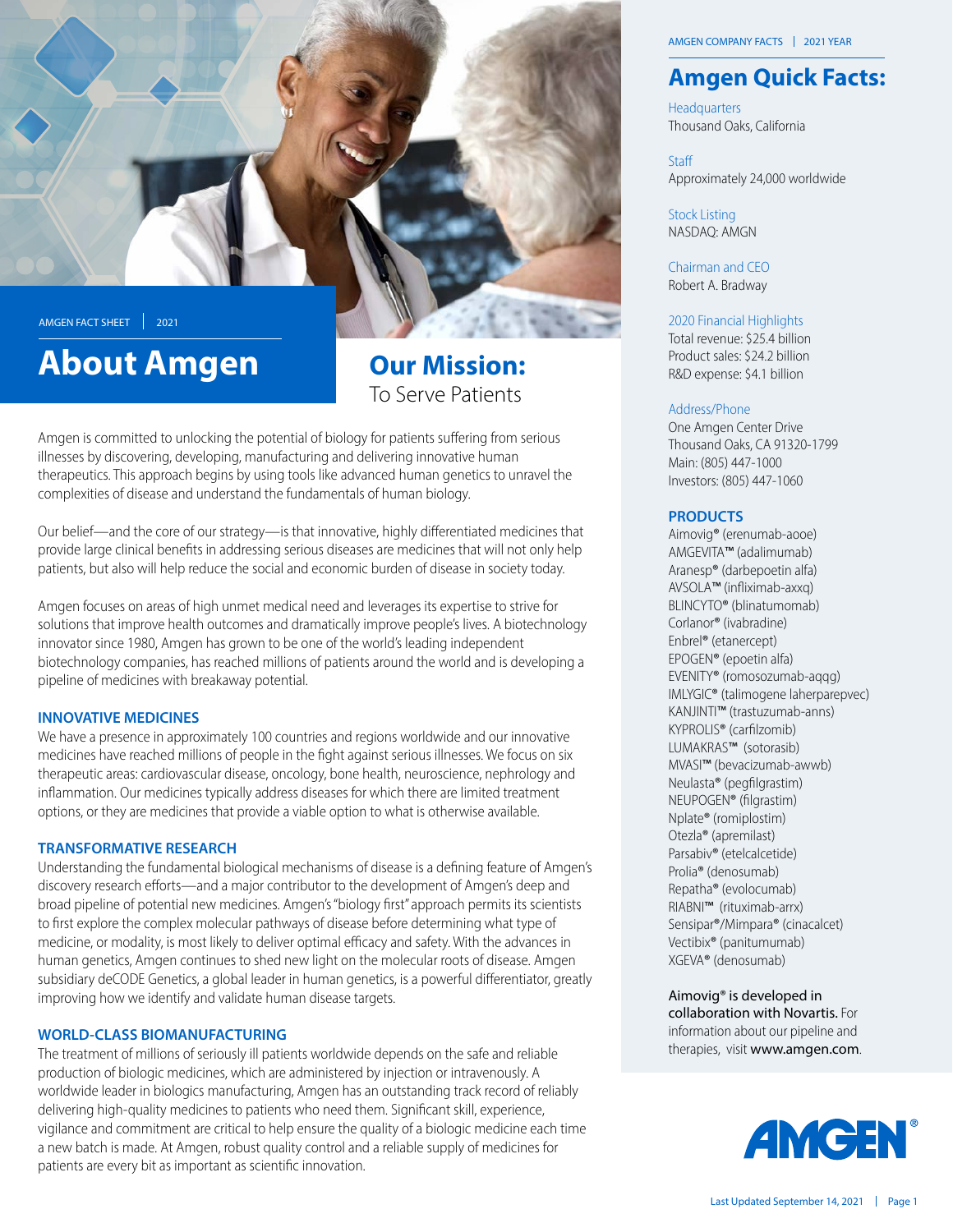AMGEN FACT SHEET | 2021

# About Amgen

## Our Mission:
To Serve Patients

Amgen is committed to unlocking the potential of biology for patients suffering from serious illnesses by discovering, developing, manufacturing and delivering innovative human therapeutics. This approach begins by using tools like advanced human genetics to unravel the complexities of disease and understand the fundamentals of human biology.

Our belief—and the core of our strategy—is that innovative, highly differentiated medicines that provide large clinical benefits in addressing serious diseases are medicines that will not only help patients, but also will help reduce the social and economic burden of disease in society today.

Amgen focuses on areas of high unmet medical need and leverages its expertise to strive for solutions that improve health outcomes and dramatically improve people's lives. A biotechnology innovator since 1980, Amgen has grown to be one of the world's leading independent biotechnology companies, has reached millions of patients around the world and is developing a pipeline of medicines with breakaway potential.

### INNOVATIVE MEDICINES

We have a presence in approximately 100 countries and regions worldwide and our innovative medicines have reached millions of people in the fight against serious illnesses. We focus on six therapeutic areas: cardiovascular disease, oncology, bone health, neuroscience, nephrology and inflammation. Our medicines typically address diseases for which there are limited treatment options, or they are medicines that provide a viable option to what is otherwise available.

### TRANSFORMATIVE RESEARCH

Understanding the fundamental biological mechanisms of disease is a defining feature of Amgen's discovery research efforts—and a major contributor to the development of Amgen's deep and broad pipeline of potential new medicines. Amgen's "biology first" approach permits its scientists to first explore the complex molecular pathways of disease before determining what type of medicine, or modality, is most likely to deliver optimal efficacy and safety. With the advances in human genetics, Amgen continues to shed new light on the molecular roots of disease. Amgen subsidiary deCODE Genetics, a global leader in human genetics, is a powerful differentiator, greatly improving how we identify and validate human disease targets.

### WORLD-CLASS BIOMANUFACTURING

The treatment of millions of seriously ill patients worldwide depends on the safe and reliable production of biologic medicines, which are administered by injection or intravenously. A worldwide leader in biologics manufacturing, Amgen has an outstanding track record of reliably delivering high-quality medicines to patients who need them. Significant skill, experience, vigilance and commitment are critical to help ensure the quality of a biologic medicine each time a new batch is made. At Amgen, robust quality control and a reliable supply of medicines for patients are every bit as important as scientific innovation.

---

AMGEN COMPANY FACTS | 2021 YEAR

## Amgen Quick Facts:

**Headquarters**
Thousand Oaks, California

**Staff**
Approximately 24,000 worldwide

**Stock Listing**
NASDAQ: AMGN

**Chairman and CEO**
Robert A. Bradway

**2020 Financial Highlights**
Total revenue: $25.4 billion
Product sales: $24.2 billion
R&D expense: $4.1 billion

**Address/Phone**
One Amgen Center Drive
Thousand Oaks, CA 91320-1799
Main: (805) 447-1000
Investors: (805) 447-1060

### PRODUCTS

- Aimovig® (erenumab-aooe)
- AMGEVITA™ (adalimumab)
- Aranesp® (darbepoetin alfa)
- AVSOLA™ (infliximab-axxq)
- BLINCYTO® (blinatumomab)
- Corlanor® (ivabradine)
- Enbrel® (etanercept)
- EPOGEN® (epoetin alfa)
- EVENITY® (romosozumab-aqqg)
- IMLYGIC® (talimogene laherparepvec)
- KANJINTI™ (trastuzumab-anns)
- KYPROLIS® (carfilzomib)
- LUMAKRAS™ (sotorasib)
- MVASI™ (bevacizumab-awwb)
- Neulasta® (pegfilgrastim)
- NEUPOGEN® (filgrastim)
- Nplate® (romiplostim)
- Otezla® (apremilast)
- Parsabiv® (etelcalcetide)
- Prolia® (denosumab)
- Repatha® (evolocumab)
- RIABNI™ (rituximab-arrx)
- Sensipar®/Mimpara® (cinacalcet)
- Vectibix® (panitumumab)
- XGEVA® (denosumab)

Aimovig® is developed in collaboration with Novartis. For information about our pipeline and therapies, visit www.amgen.com.

AMGEN®

Last Updated September 14, 2021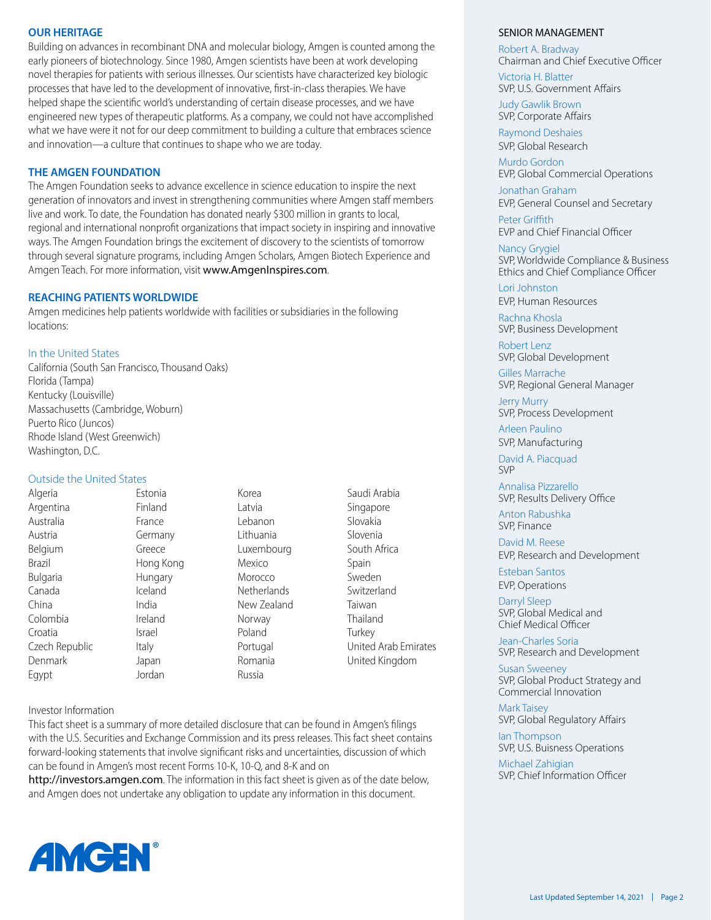## OUR HERITAGE

Building on advances in recombinant DNA and molecular biology, Amgen is counted among the early pioneers of biotechnology. Since 1980, Amgen scientists have been at work developing novel therapies for patients with serious illnesses. Our scientists have characterized key biologic processes that have led to the development of innovative, first-in-class therapies. We have helped shape the scientific world's understanding of certain disease processes, and we have engineered new types of therapeutic platforms. As a company, we could not have accomplished what we have were it not for our deep commitment to building a culture that embraces science and innovation—a culture that continues to shape who we are today.

## THE AMGEN FOUNDATION

The Amgen Foundation seeks to advance excellence in science education to inspire the next generation of innovators and invest in strengthening communities where Amgen staff members live and work. To date, the Foundation has donated nearly $300 million in grants to local, regional and international nonprofit organizations that impact society in inspiring and innovative ways. The Amgen Foundation brings the excitement of discovery to the scientists of tomorrow through several signature programs, including Amgen Scholars, Amgen Biotech Experience and Amgen Teach. For more information, visit **www.AmgenInspires.com**.

## REACHING PATIENTS WORLDWIDE

Amgen medicines help patients worldwide with facilities or subsidiaries in the following locations:

### In the United States

California (South San Francisco, Thousand Oaks)
Florida (Tampa)
Kentucky (Louisville)
Massachusetts (Cambridge, Woburn)
Puerto Rico (Juncos)
Rhode Island (West Greenwich)
Washington, D.C.

### Outside the United States

Algeria
Argentina
Australia
Austria
Belgium
Brazil
Bulgaria
Canada
China
Colombia
Croatia
Czech Republic
Denmark
Egypt
Estonia
Finland
France
Germany
Greece
Hong Kong
Hungary
Iceland
India
Ireland
Israel
Italy
Japan
Jordan
Korea
Latvia
Lebanon
Lithuania
Luxembourg
Mexico
Morocco
Netherlands
New Zealand
Norway
Poland
Portugal
Romania
Russia
Saudi Arabia
Singapore
Slovakia
Slovenia
South Africa
Spain
Sweden
Switzerland
Taiwan
Thailand
Turkey
United Arab Emirates
United Kingdom

Investor Information

This fact sheet is a summary of more detailed disclosure that can be found in Amgen's filings with the U.S. Securities and Exchange Commission and its press releases. This fact sheet contains forward-looking statements that involve significant risks and uncertainties, discussion of which can be found in Amgen's most recent Forms 10-K, 10-Q, and 8-K and on **http://investors.amgen.com**. The information in this fact sheet is given as of the date below, and Amgen does not undertake any obligation to update any information in this document.

AMGEN®

## SENIOR MANAGEMENT

Robert A. Bradway
Chairman and Chief Executive Officer

Victoria H. Blatter
SVP, U.S. Government Affairs

Judy Gawlik Brown
SVP, Corporate Affairs

Raymond Deshaies
SVP, Global Research

Murdo Gordon
EVP, Global Commercial Operations

Jonathan Graham
EVP, General Counsel and Secretary

Peter Griffith
EVP and Chief Financial Officer

Nancy Grygiel
SVP, Worldwide Compliance & Business Ethics and Chief Compliance Officer

Lori Johnston
EVP, Human Resources

Rachna Khosla
SVP, Business Development

Robert Lenz
SVP, Global Development

Gilles Marrache
SVP, Regional General Manager

Jerry Murry
SVP, Process Development

Arleen Paulino
SVP, Manufacturing

David A. Piacquad
SVP

Annalisa Pizzarello
SVP, Results Delivery Office

Anton Rabushka
SVP, Finance

David M. Reese
EVP, Research and Development

Esteban Santos
EVP, Operations

Darryl Sleep
SVP, Global Medical and Chief Medical Officer

Jean-Charles Soria
SVP, Research and Development

Susan Sweeney
SVP, Global Product Strategy and Commercial Innovation

Mark Taisey
SVP, Global Regulatory Affairs

Ian Thompson
SVP, U.S. Buisness Operations

Michael Zahigian
SVP, Chief Information Officer

Last Updated September 14, 2021